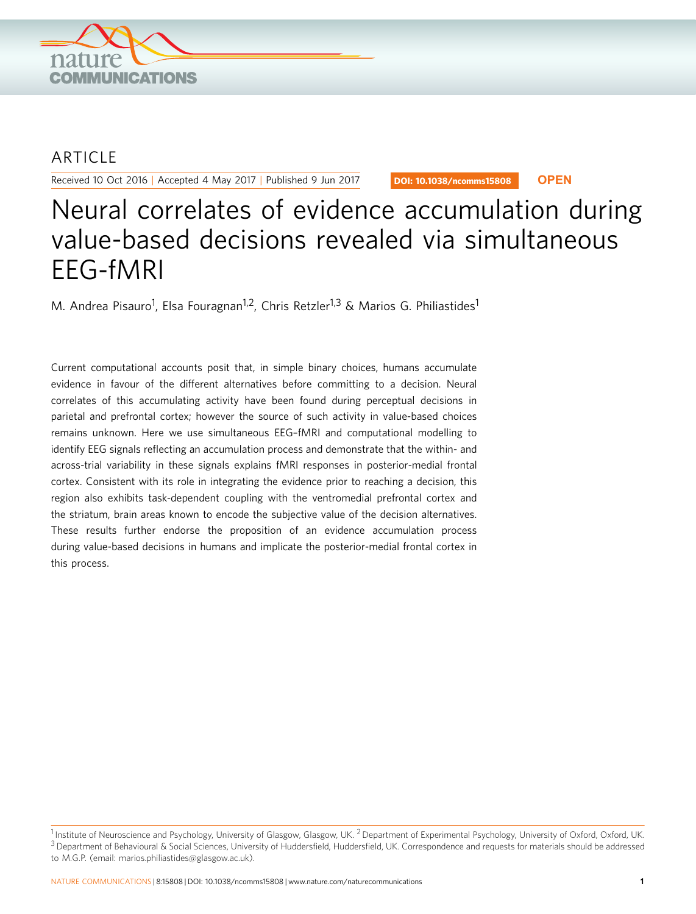ARTICLE

Received 10 Oct 2016 | Accepted 4 May 2017 | Published 9 Jun 2017

DOI: 10.1038/ncomms15808 **OPEN**

# Neural correlates of evidence accumulation during value-based decisions revealed via simultaneous EEG-fMRI

M. Andrea Pisauro[1], Elsa Fouragnan[1,2], Chris Retzler[1,3] & Marios G. Philiastides[1]

Current computational accounts posit that, in simple binary choices, humans accumulate evidence in favour of the different alternatives before committing to a decision. Neural correlates of this accumulating activity have been found during perceptual decisions in parietal and prefrontal cortex; however the source of such activity in value-based choices remains unknown. Here we use simultaneous EEG–fMRI and computational modelling to identify EEG signals reflecting an accumulation process and demonstrate that the within- and across-trial variability in these signals explains fMRI responses in posterior-medial frontal cortex. Consistent with its role in integrating the evidence prior to reaching a decision, this region also exhibits task-dependent coupling with the ventromedial prefrontal cortex and the striatum, brain areas known to encode the subjective value of the decision alternatives. These results further endorse the proposition of an evidence accumulation process during value-based decisions in humans and implicate the posterior-medial frontal cortex in this process.

[1] Institute of Neuroscience and Psychology, University of Glasgow, Glasgow, UK. [2] Department of Experimental Psychology, University of Oxford, Oxford, UK. [3] Department of Behavioural & Social Sciences, University of Huddersfield, Huddersfield, UK. Correspondence and requests for materials should be addressed to M.G.P. (email: marios.philiastides@glasgow.ac.uk).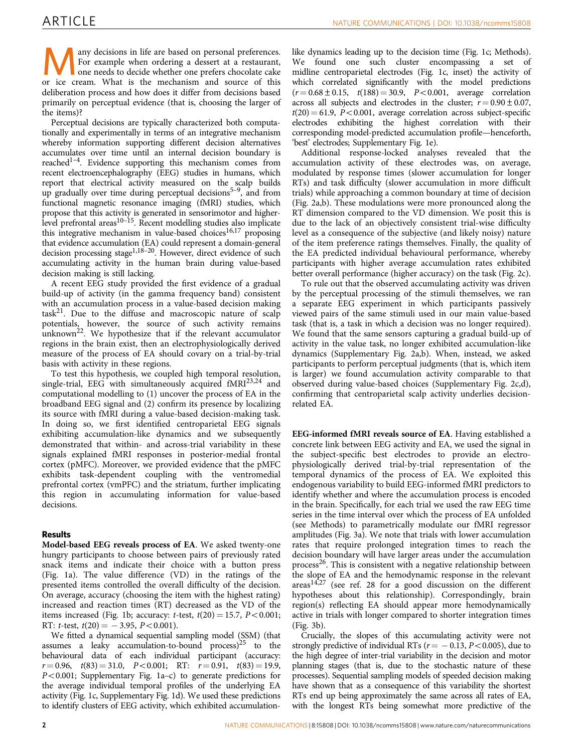Many decisions in life are based on personal preferences. For example when ordering a dessert at a restaurant, one needs to decide whether one prefers chocolate cake or ice cream. What is the mechanism and source of this deliberation process and how does it differ from decisions based primarily on perceptual evidence (that is, choosing the larger of the items)?

Perceptual decisions are typically characterized both computationally and experimentally in terms of an integrative mechanism whereby information supporting different decision alternatives accumulates over time until an internal decision boundary is reached[1–4]. Evidence supporting this mechanism comes from recent electroencephalography (EEG) studies in humans, which report that electrical activity measured on the scalp builds up gradually over time during perceptual decisions[5–9], and from functional magnetic resonance imaging (fMRI) studies, which propose that this activity is generated in sensorimotor and higher-level prefrontal areas[10–15]. Recent modelling studies also implicate this integrative mechanism in value-based choices[16,17] proposing that evidence accumulation (EA) could represent a domain-general decision processing stage[1,18–20]. However, direct evidence of such accumulating activity in the human brain during value-based decision making is still lacking.

A recent EEG study provided the first evidence of a gradual build-up of activity (in the gamma frequency band) consistent with an accumulation process in a value-based decision making task[21]. Due to the diffuse and macroscopic nature of scalp potentials, however, the source of such activity remains unknown[22]. We hypothesize that if the relevant accumulator regions in the brain exist, then an electrophysiologically derived measure of the process of EA should covary on a trial-by-trial basis with activity in these regions.

To test this hypothesis, we coupled high temporal resolution, single-trial, EEG with simultaneously acquired fMRI[23,24] and computational modelling to (1) uncover the process of EA in the broadband EEG signal and (2) confirm its presence by localizing its source with fMRI during a value-based decision-making task. In doing so, we first identified centroparietal EEG signals exhibiting accumulation-like dynamics and we subsequently demonstrated that within- and across-trial variability in these signals explained fMRI responses in posterior-medial frontal cortex (pMFC). Moreover, we provided evidence that the pMFC exhibits task-dependent coupling with the ventromedial prefrontal cortex (vmPFC) and the striatum, further implicating this region in accumulating information for value-based decisions.

## Results

**Model-based EEG reveals process of EA**. We asked twenty-one hungry participants to choose between pairs of previously rated snack items and indicate their choice with a button press (Fig. 1a). The value difference (VD) in the ratings of the presented items controlled the overall difficulty of the decision. On average, accuracy (choosing the item with the highest rating) increased and reaction times (RT) decreased as the VD of the items increased (Fig. 1b; accuracy: *t*-test, $t(20) = 15.7$, $P < 0.001$; RT: *t*-test, $t(20) = -3.95$, $P < 0.001$).

We fitted a dynamical sequential sampling model (SSM) (that assumes a leaky accumulation-to-bound process)[25] to the behavioural data of each individual participant (accuracy: $r = 0.96$, $t(83) = 31.0$, $P < 0.001$; RT: $r = 0.91$, $t(83) = 19.9$, $P < 0.001$; Supplementary Fig. 1a–c) to generate predictions for the average individual temporal profiles of the underlying EA activity (Fig. 1c, Supplementary Fig. 1d). We used these predictions to identify clusters of EEG activity, which exhibited accumulation-like dynamics leading up to the decision time (Fig. 1c; Methods). We found one such cluster encompassing a set of midline centroparietal electrodes (Fig. 1c, inset) the activity of which correlated significantly with the model predictions ($r = 0.68 \pm 0.15$, $t(188) = 30.9$, $P < 0.001$, average correlation across all subjects and electrodes in the cluster; $r = 0.90 \pm 0.07$, $t(20) = 61.9$, $P < 0.001$, average correlation across subject-specific electrodes exhibiting the highest correlation with their corresponding model-predicted accumulation profile—henceforth, 'best' electrodes; Supplementary Fig. 1e).

Additional response-locked analyses revealed that the accumulation activity of these electrodes was, on average, modulated by response times (slower accumulation for longer RTs) and task difficulty (slower accumulation in more difficult trials) while approaching a common boundary at time of decision (Fig. 2a,b). These modulations were more pronounced along the RT dimension compared to the VD dimension. We posit this is due to the lack of an objectively consistent trial-wise difficulty level as a consequence of the subjective (and likely noisy) nature of the item preference ratings themselves. Finally, the quality of the EA predicted individual behavioural performance, whereby participants with higher average accumulation rates exhibited better overall performance (higher accuracy) on the task (Fig. 2c).

To rule out that the observed accumulating activity was driven by the perceptual processing of the stimuli themselves, we ran a separate EEG experiment in which participants passively viewed pairs of the same stimuli used in our main value-based task (that is, a task in which a decision was no longer required). We found that the same sensors capturing a gradual build-up of activity in the value task, no longer exhibited accumulation-like dynamics (Supplementary Fig. 2a,b). When, instead, we asked participants to perform perceptual judgments (that is, which item is larger) we found accumulation activity comparable to that observed during value-based choices (Supplementary Fig. 2c,d), confirming that centroparietal scalp activity underlies decision-related EA.

**EEG-informed fMRI reveals source of EA**. Having established a concrete link between EEG activity and EA, we used the signal in the subject-specific best electrodes to provide an electrophysiologically derived trial-by-trial representation of the temporal dynamics of the process of EA. We exploited this endogenous variability to build EEG-informed fMRI predictors to identify whether and where the accumulation process is encoded in the brain. Specifically, for each trial we used the raw EEG time series in the time interval over which the process of EA unfolded (see Methods) to parametrically modulate our fMRI regressor amplitudes (Fig. 3a). We note that trials with lower accumulation rates that require prolonged integration times to reach the decision boundary will have larger areas under the accumulation process[26]. This is consistent with a negative relationship between the slope of EA and the hemodynamic response in the relevant areas[14,27] (see ref. 28 for a good discussion on the different hypotheses about this relationship). Correspondingly, brain region(s) reflecting EA should appear more hemodynamically active in trials with longer compared to shorter integration times (Fig. 3b).

Crucially, the slopes of this accumulating activity were not strongly predictive of individual RTs ($r = -0.13$, $P < 0.005$), due to the high degree of inter-trial variability in the decision and motor planning stages (that is, due to the stochastic nature of these processes). Sequential sampling models of speeded decision making have shown that as a consequence of this variability the shortest RTs end up being approximately the same across all rates of EA, with the longest RTs being somewhat more predictive of the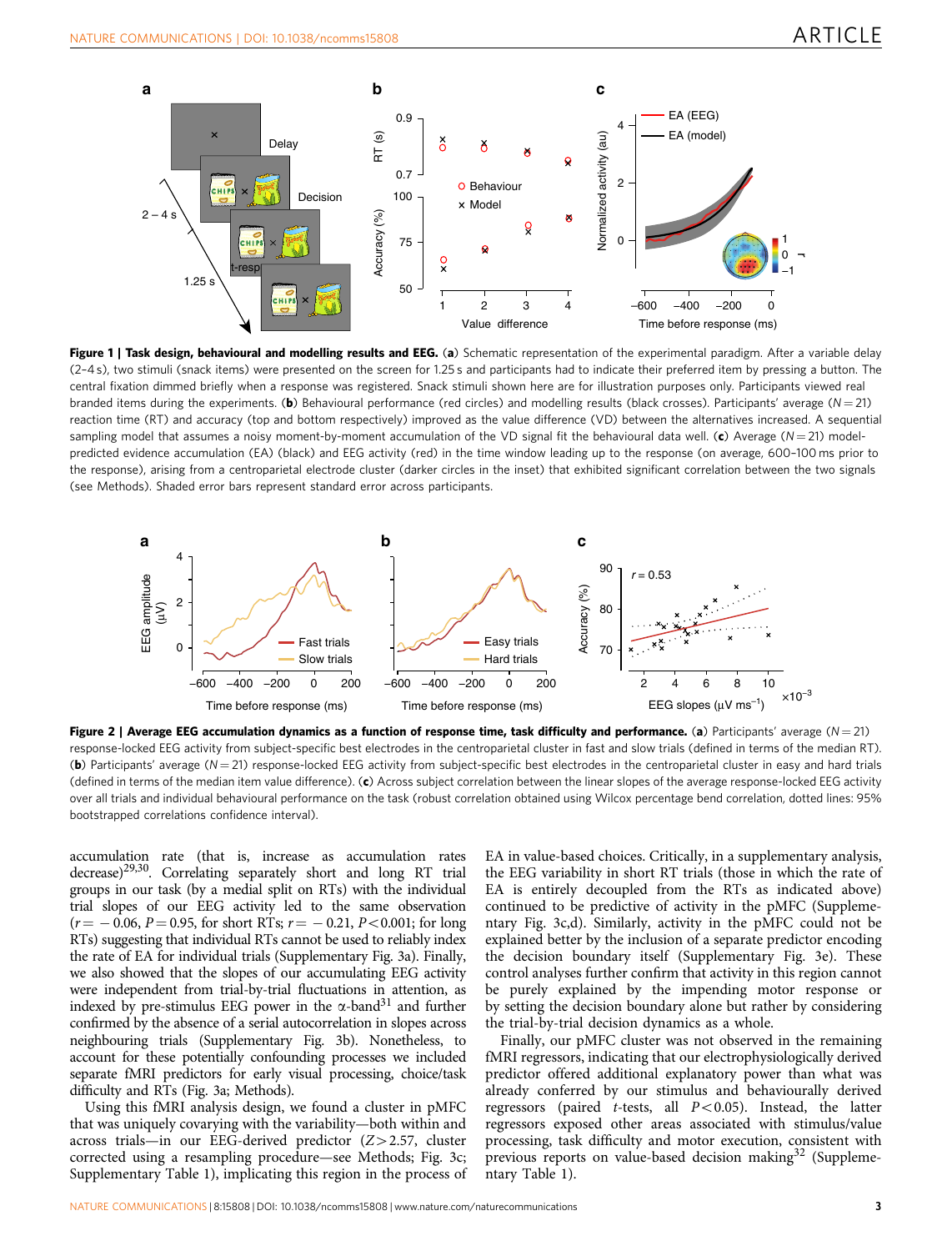**Figure 1 | Task design, behavioural and modelling results and EEG.** (**a**) Schematic representation of the experimental paradigm. After a variable delay (2–4 s), two stimuli (snack items) were presented on the screen for 1.25 s and participants had to indicate their preferred item by pressing a button. The central fixation dimmed briefly when a response was registered. Snack stimuli shown here are for illustration purposes only. Participants viewed real branded items during the experiments. (**b**) Behavioural performance (red circles) and modelling results (black crosses). Participants' average ($N=21$) reaction time (RT) and accuracy (top and bottom respectively) improved as the value difference (VD) between the alternatives increased. A sequential sampling model that assumes a noisy moment-by-moment accumulation of the VD signal fit the behavioural data well. (**c**) Average ($N=21$) model-predicted evidence accumulation (EA) (black) and EEG activity (red) in the time window leading up to the response (on average, 600–100 ms prior to the response), arising from a centroparietal electrode cluster (darker circles in the inset) that exhibited significant correlation between the two signals (see Methods). Shaded error bars represent standard error across participants.

**Figure 2 | Average EEG accumulation dynamics as a function of response time, task difficulty and performance.** (**a**) Participants' average ($N=21$) response-locked EEG activity from subject-specific best electrodes in the centroparietal cluster in fast and slow trials (defined in terms of the median RT). (**b**) Participants' average ($N=21$) response-locked EEG activity from subject-specific best electrodes in the centroparietal cluster in easy and hard trials (defined in terms of the median item value difference). (**c**) Across subject correlation between the linear slopes of the average response-locked EEG activity over all trials and individual behavioural performance on the task (robust correlation obtained using Wilcox percentage bend correlation, dotted lines: 95% bootstrapped correlations confidence interval).

accumulation rate (that is, increase as accumulation rates decrease)[29,30]. Correlating separately short and long RT trial groups in our task (by a medial split on RTs) with the individual trial slopes of our EEG activity led to the same observation ($r=-0.06$, $P=0.95$, for short RTs; $r=-0.21$, $P<0.001$; for long RTs) suggesting that individual RTs cannot be used to reliably index the rate of EA for individual trials (Supplementary Fig. 3a). Finally, we also showed that the slopes of our accumulating EEG activity were independent from trial-by-trial fluctuations in attention, as indexed by pre-stimulus EEG power in the α-band[31] and further confirmed by the absence of a serial autocorrelation in slopes across neighbouring trials (Supplementary Fig. 3b). Nonetheless, to account for these potentially confounding processes we included separate fMRI predictors for early visual processing, choice/task difficulty and RTs (Fig. 3a; Methods).

Using this fMRI analysis design, we found a cluster in pMFC that was uniquely covarying with the variability—both within and across trials—in our EEG-derived predictor ($Z>2.57$, cluster corrected using a resampling procedure—see Methods; Fig. 3c; Supplementary Table 1), implicating this region in the process of EA in value-based choices. Critically, in a supplementary analysis, the EEG variability in short RT trials (those in which the rate of EA is entirely decoupled from the RTs as indicated above) continued to be predictive of activity in the pMFC (Supplementary Fig. 3c,d). Similarly, activity in the pMFC could not be explained better by the inclusion of a separate predictor encoding the decision boundary itself (Supplementary Fig. 3e). These control analyses further confirm that activity in this region cannot be purely explained by the impending motor response or by setting the decision boundary alone but rather by considering the trial-by-trial decision dynamics as a whole.

Finally, our pMFC cluster was not observed in the remaining fMRI regressors, indicating that our electrophysiologically derived predictor offered additional explanatory power than what was already conferred by our stimulus and behaviourally derived regressors (paired *t*-tests, all $P<0.05$). Instead, the latter regressors exposed other areas associated with stimulus/value processing, task difficulty and motor execution, consistent with previous reports on value-based decision making[32] (Supplementary Table 1).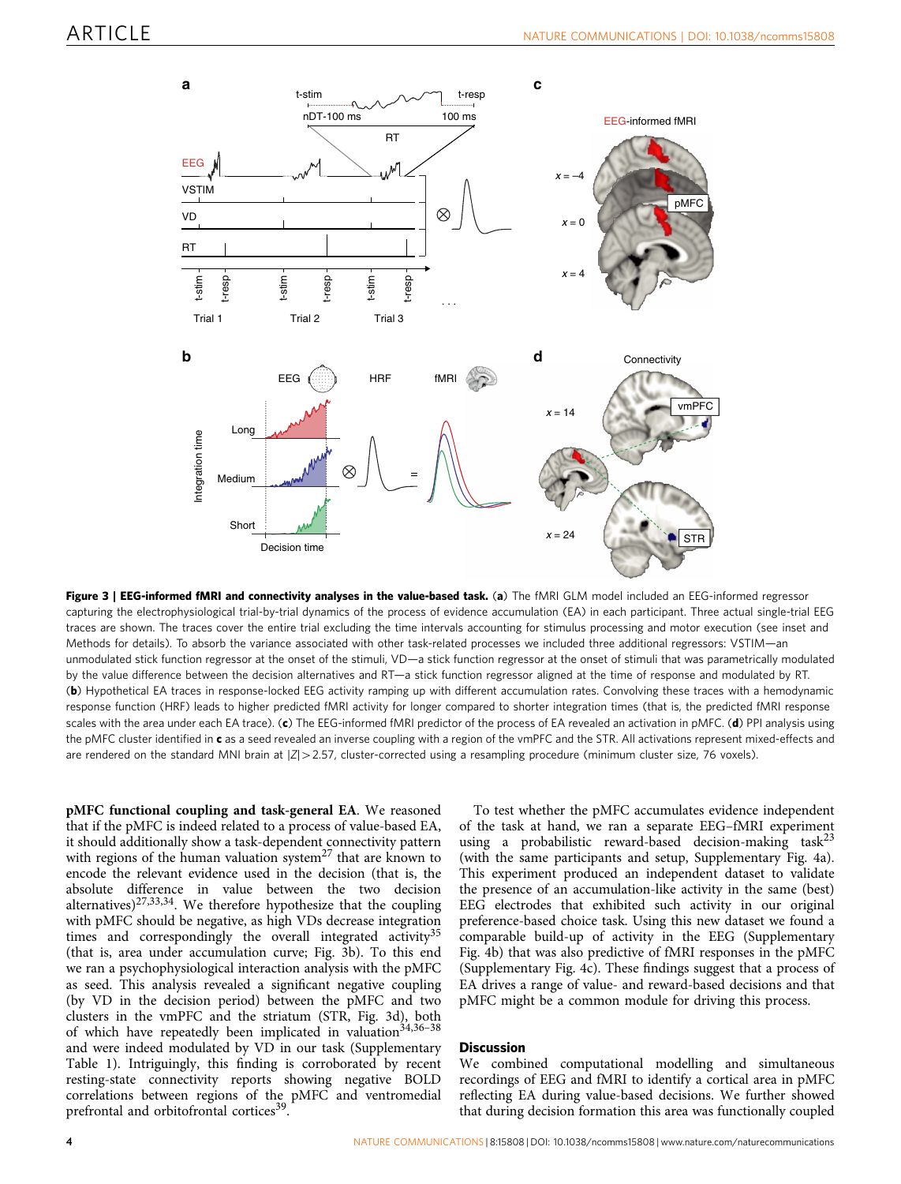**Figure 3 | EEG-informed fMRI and connectivity analyses in the value-based task.** (**a**) The fMRI GLM model included an EEG-informed regressor capturing the electrophysiological trial-by-trial dynamics of the process of evidence accumulation (EA) in each participant. Three actual single-trial EEG traces are shown. The traces cover the entire trial excluding the time intervals accounting for stimulus processing and motor execution (see inset and Methods for details). To absorb the variance associated with other task-related processes we included three additional regressors: VSTIM—an unmodulated stick function regressor at the onset of the stimuli, VD—a stick function regressor at the onset of stimuli that was parametrically modulated by the value difference between the decision alternatives and RT—a stick function regressor aligned at the time of response and modulated by RT. (**b**) Hypothetical EA traces in response-locked EEG activity ramping up with different accumulation rates. Convolving these traces with a hemodynamic response function (HRF) leads to higher predicted fMRI activity for longer compared to shorter integration times (that is, the predicted fMRI response scales with the area under each EA trace). (**c**) The EEG-informed fMRI predictor of the process of EA revealed an activation in pMFC. (**d**) PPI analysis using the pMFC cluster identified in **c** as a seed revealed an inverse coupling with a region of the vmPFC and the STR. All activations represent mixed-effects and are rendered on the standard MNI brain at $|Z|>2.57$, cluster-corrected using a resampling procedure (minimum cluster size, 76 voxels).

**pMFC functional coupling and task-general EA**. We reasoned that if the pMFC is indeed related to a process of value-based EA, it should additionally show a task-dependent connectivity pattern with regions of the human valuation system[27] that are known to encode the relevant evidence used in the decision (that is, the absolute difference in value between the two decision alternatives)[27,33,34]. We therefore hypothesize that the coupling with pMFC should be negative, as high VDs decrease integration times and correspondingly the overall integrated activity[35] (that is, area under accumulation curve; Fig. 3b). To this end we ran a psychophysiological interaction analysis with the pMFC as seed. This analysis revealed a significant negative coupling (by VD in the decision period) between the pMFC and two clusters in the vmPFC and the striatum (STR, Fig. 3d), both of which have repeatedly been implicated in valuation[34,36–38] and were indeed modulated by VD in our task (Supplementary Table 1). Intriguingly, this finding is corroborated by recent resting-state connectivity reports showing negative BOLD correlations between regions of the pMFC and ventromedial prefrontal and orbitofrontal cortices[39].

To test whether the pMFC accumulates evidence independent of the task at hand, we ran a separate EEG–fMRI experiment using a probabilistic reward-based decision-making task[23] (with the same participants and setup, Supplementary Fig. 4a). This experiment produced an independent dataset to validate the presence of an accumulation-like activity in the same (best) EEG electrodes that exhibited such activity in our original preference-based choice task. Using this new dataset we found a comparable build-up of activity in the EEG (Supplementary Fig. 4b) that was also predictive of fMRI responses in the pMFC (Supplementary Fig. 4c). These findings suggest that a process of EA drives a range of value- and reward-based decisions and that pMFC might be a common module for driving this process.

## Discussion

We combined computational modelling and simultaneous recordings of EEG and fMRI to identify a cortical area in pMFC reflecting EA during value-based decisions. We further showed that during decision formation this area was functionally coupled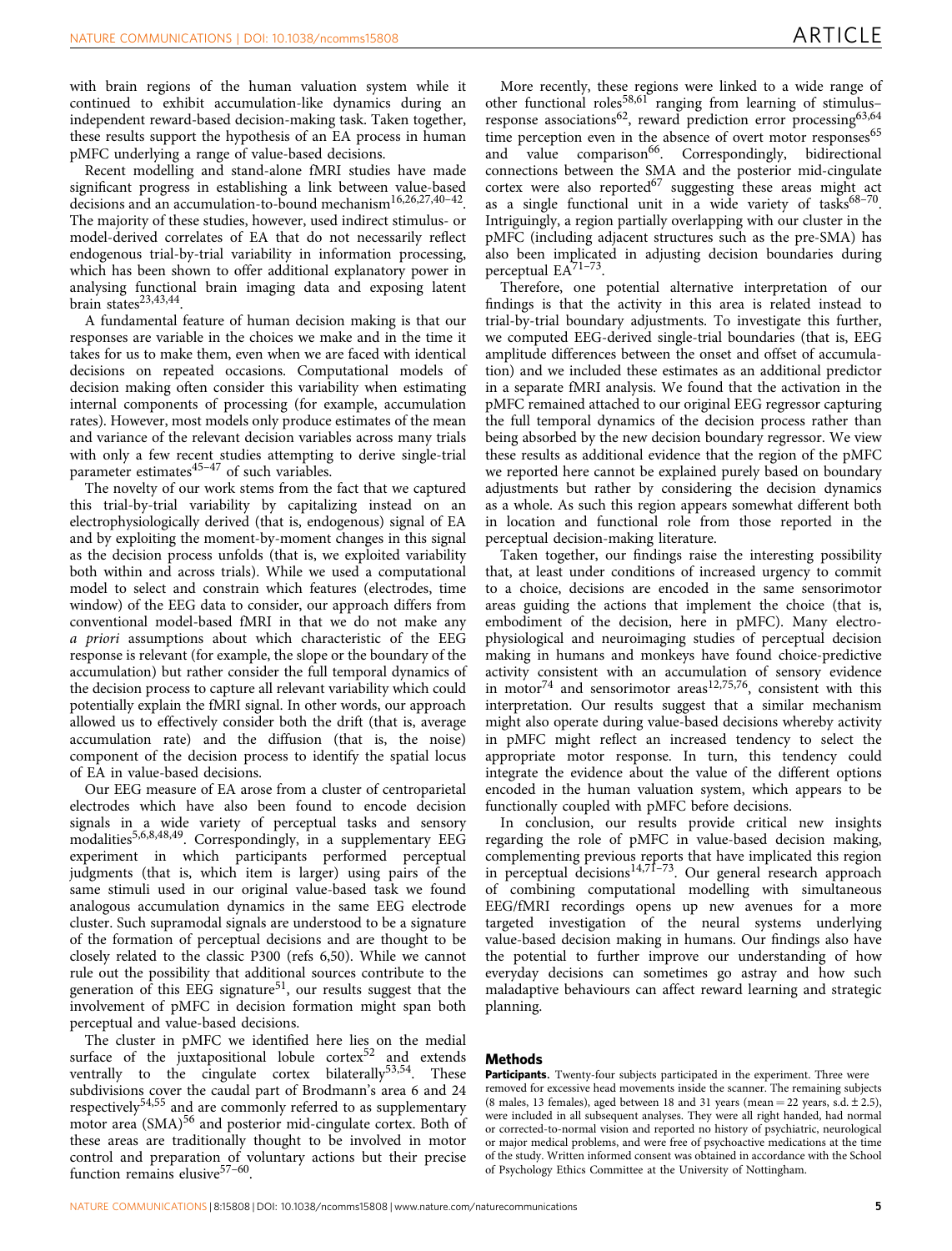with brain regions of the human valuation system while it continued to exhibit accumulation-like dynamics during an independent reward-based decision-making task. Taken together, these results support the hypothesis of an EA process in human pMFC underlying a range of value-based decisions.

Recent modelling and stand-alone fMRI studies have made significant progress in establishing a link between value-based decisions and an accumulation-to-bound mechanism[16,26,27,40–42]. The majority of these studies, however, used indirect stimulus- or model-derived correlates of EA that do not necessarily reflect endogenous trial-by-trial variability in information processing, which has been shown to offer additional explanatory power in analysing functional brain imaging data and exposing latent brain states[23,43,44].

A fundamental feature of human decision making is that our responses are variable in the choices we make and in the time it takes for us to make them, even when we are faced with identical decisions on repeated occasions. Computational models of decision making often consider this variability when estimating internal components of processing (for example, accumulation rates). However, most models only produce estimates of the mean and variance of the relevant decision variables across many trials with only a few recent studies attempting to derive single-trial parameter estimates[45–47] of such variables.

The novelty of our work stems from the fact that we captured this trial-by-trial variability by capitalizing instead on an electrophysiologically derived (that is, endogenous) signal of EA and by exploiting the moment-by-moment changes in this signal as the decision process unfolds (that is, we exploited variability both within and across trials). While we used a computational model to select and constrain which features (electrodes, time window) of the EEG data to consider, our approach differs from conventional model-based fMRI in that we do not make any *a priori* assumptions about which characteristic of the EEG response is relevant (for example, the slope or the boundary of the accumulation) but rather consider the full temporal dynamics of the decision process to capture all relevant variability which could potentially explain the fMRI signal. In other words, our approach allowed us to effectively consider both the drift (that is, average accumulation rate) and the diffusion (that is, the noise) component of the decision process to identify the spatial locus of EA in value-based decisions.

Our EEG measure of EA arose from a cluster of centroparietal electrodes which have also been found to encode decision signals in a wide variety of perceptual tasks and sensory modalities[5,6,8,48,49]. Correspondingly, in a supplementary EEG experiment in which participants performed perceptual judgments (that is, which item is larger) using pairs of the same stimuli used in our original value-based task we found analogous accumulation dynamics in the same EEG electrode cluster. Such supramodal signals are understood to be a signature of the formation of perceptual decisions and are thought to be closely related to the classic P300 (refs 6,50). While we cannot rule out the possibility that additional sources contribute to the generation of this EEG signature[51], our results suggest that the involvement of pMFC in decision formation might span both perceptual and value-based decisions.

The cluster in pMFC we identified here lies on the medial surface of the juxtapositional lobule cortex[52] and extends ventrally to the cingulate cortex bilaterally[53,54]. These subdivisions cover the caudal part of Brodmann's area 6 and 24 respectively[54,55] and are commonly referred to as supplementary motor area (SMA)[56] and posterior mid-cingulate cortex. Both of these areas are traditionally thought to be involved in motor control and preparation of voluntary actions but their precise function remains elusive[57–60].

More recently, these regions were linked to a wide range of other functional roles[58,61] ranging from learning of stimulus–response associations[62], reward prediction error processing[63,64] time perception even in the absence of overt motor responses[65] and value comparison[66]. Correspondingly, bidirectional connections between the SMA and the posterior mid-cingulate cortex were also reported[67] suggesting these areas might act as a single functional unit in a wide variety of tasks[68–70]. Intriguingly, a region partially overlapping with our cluster in the pMFC (including adjacent structures such as the pre-SMA) has also been implicated in adjusting decision boundaries during perceptual EA[71–73].

Therefore, one potential alternative interpretation of our findings is that the activity in this area is related instead to trial-by-trial boundary adjustments. To investigate this further, we computed EEG-derived single-trial boundaries (that is, EEG amplitude differences between the onset and offset of accumulation) and we included these estimates as an additional predictor in a separate fMRI analysis. We found that the activation in the pMFC remained attached to our original EEG regressor capturing the full temporal dynamics of the decision process rather than being absorbed by the new decision boundary regressor. We view these results as additional evidence that the region of the pMFC we reported here cannot be explained purely based on boundary adjustments but rather by considering the decision dynamics as a whole. As such this region appears somewhat different both in location and functional role from those reported in the perceptual decision-making literature.

Taken together, our findings raise the interesting possibility that, at least under conditions of increased urgency to commit to a choice, decisions are encoded in the same sensorimotor areas guiding the actions that implement the choice (that is, embodiment of the decision, here in pMFC). Many electrophysiological and neuroimaging studies of perceptual decision making in humans and monkeys have found choice-predictive activity consistent with an accumulation of sensory evidence in motor[74] and sensorimotor areas[12,75,76], consistent with this interpretation. Our results suggest that a similar mechanism might also operate during value-based decisions whereby activity in pMFC might reflect an increased tendency to select the appropriate motor response. In turn, this tendency could integrate the evidence about the value of the different options encoded in the human valuation system, which appears to be functionally coupled with pMFC before decisions.

In conclusion, our results provide critical new insights regarding the role of pMFC in value-based decision making, complementing previous reports that have implicated this region in perceptual decisions[14,71–73]. Our general research approach of combining computational modelling with simultaneous EEG/fMRI recordings opens up new avenues for a more targeted investigation of the neural systems underlying value-based decision making in humans. Our findings also have the potential to further improve our understanding of how everyday decisions can sometimes go astray and how such maladaptive behaviours can affect reward learning and strategic planning.

## Methods

**Participants.** Twenty-four subjects participated in the experiment. Three were removed for excessive head movements inside the scanner. The remaining subjects (8 males, 13 females), aged between 18 and 31 years (mean = 22 years, s.d. ± 2.5), were included in all subsequent analyses. They were all right handed, had normal or corrected-to-normal vision and reported no history of psychiatric, neurological or major medical problems, and were free of psychoactive medications at the time of the study. Written informed consent was obtained in accordance with the School of Psychology Ethics Committee at the University of Nottingham.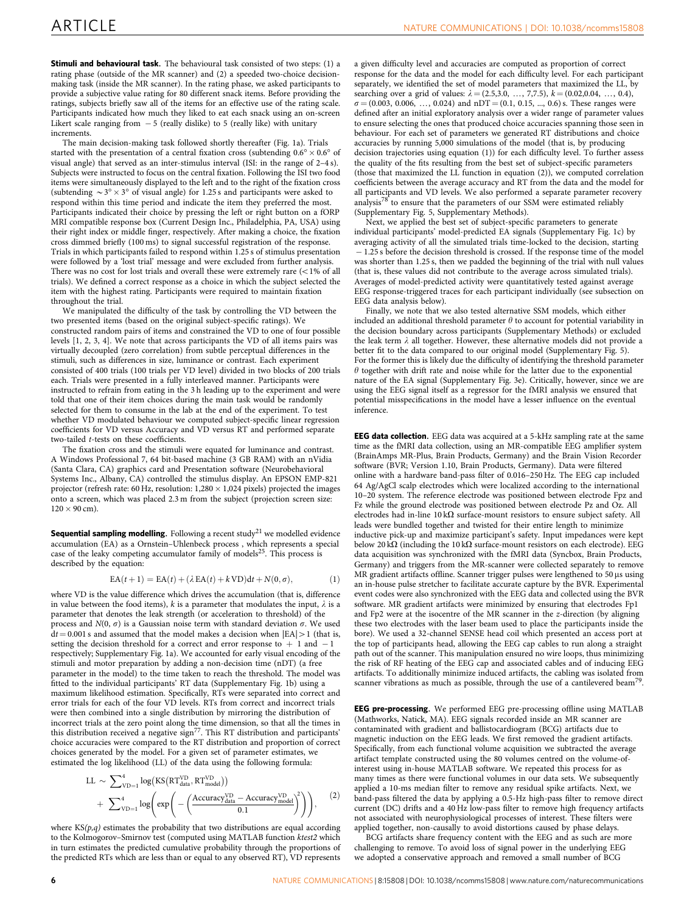**Stimuli and behavioural task.** The behavioural task consisted of two steps: (1) a rating phase (outside of the MR scanner) and (2) a speeded two-choice decision-making task (inside the MR scanner). In the rating phase, we asked participants to provide a subjective value rating for 80 different snack items. Before providing the ratings, subjects briefly saw all of the items for an effective use of the rating scale. Participants indicated how much they liked to eat each snack using an on-screen Likert scale ranging from − 5 (really dislike) to 5 (really like) with unitary increments.

The main decision-making task followed shortly thereafter (Fig. 1a). Trials started with the presentation of a central fixation cross (subtending $0.6° \times 0.6°$ of visual angle) that served as an inter-stimulus interval (ISI: in the range of 2–4 s). Subjects were instructed to focus on the central fixation. Following the ISI two food items were simultaneously displayed to the left and to the right of the fixation cross (subtending $\sim 3° \times 3°$ of visual angle) for 1.25 s and participants were asked to respond within this time period and indicate the item they preferred the most. Participants indicated their choice by pressing the left or right button on a fORP MRI compatible response box (Current Design Inc., Philadelphia, PA, USA) using their right index or middle finger, respectively. After making a choice, the fixation cross dimmed briefly (100 ms) to signal successful registration of the response. Trials in which participants failed to respond within 1.25 s of stimulus presentation were followed by a 'lost trial' message and were excluded from further analysis. There was no cost for lost trials and overall these were extremely rare (<1% of all trials). We defined a correct response as a choice in which the subject selected the item with the highest rating. Participants were required to maintain fixation throughout the trial.

We manipulated the difficulty of the task by controlling the VD between the two presented items (based on the original subject-specific ratings). We constructed random pairs of items and constrained the VD to one of four possible levels [1, 2, 3, 4]. We note that across participants the VD of all items pairs was virtually decoupled (zero correlation) from subtle perceptual differences in the stimuli, such as differences in size, luminance or contrast. Each experiment consisted of 400 trials (100 trials per VD level) divided in two blocks of 200 trials each. Trials were presented in a fully interleaved manner. Participants were instructed to refrain from eating in the 3 h leading up to the experiment and were told that one of their item choices during the main task would be randomly selected for them to consume in the lab at the end of the experiment. To test whether VD modulated behaviour we computed subject-specific linear regression coefficients for VD versus Accuracy and VD versus RT and performed separate two-tailed $t$-tests on these coefficients.

The fixation cross and the stimuli were equated for luminance and contrast. A Windows Professional 7, 64 bit-based machine (3 GB RAM) with an nVidia (Santa Clara, CA) graphics card and Presentation software (Neurobehavioral Systems Inc., Albany, CA) controlled the stimulus display. An EPSON EMP-821 projector (refresh rate: 60 Hz, resolution: $1,280 \times 1,024$ pixels) projected the images onto a screen, which was placed 2.3 m from the subject (projection screen size: $120 \times 90$ cm).

**Sequential sampling modelling.** Following a recent study[21] we modelled evidence accumulation (EA) as a Ornstein–Uhlenbeck process , which represents a special case of the leaky competing accumulator family of models[25]. This process is described by the equation:

$$\mathrm{EA}(t+1) = \mathrm{EA}(t) + (\lambda\,\mathrm{EA}(t) + k\,\mathrm{VD})\mathrm{d}t + N(0,\sigma), \tag{1}$$

where VD is the value difference which drives the accumulation (that is, difference in value between the food items), $k$ is a parameter that modulates the input, $\lambda$ is a parameter that denotes the leak strength (or acceleration to threshold) of the process and $N(0, \sigma)$ is a Gaussian noise term with standard deviation $\sigma$. We used $\mathrm{d}t = 0.001$ s and assumed that the model makes a decision when $|\mathrm{EA}| > 1$ (that is, setting the decision threshold for a correct and error response to + 1 and − 1 respectively; Supplementary Fig. 1a). We accounted for early visual encoding of the stimuli and motor preparation by adding a non-decision time (nDT) (a free parameter in the model) to the time taken to reach the threshold. The model was fitted to the individual participants' RT data (Supplementary Fig. 1b) using a maximum likelihood estimation. Specifically, RTs were separated into correct and error trials for each of the four VD levels. RTs from correct and incorrect trials were then combined into a single distribution by mirroring the distribution of incorrect trials at the zero point along the time dimension, so that all the times in this distribution received a negative sign[77]. This RT distribution and participants' choice accuracies were compared to the RT distribution and proportion of correct choices generated by the model. For a given set of parameter estimates, we estimated the log likelihood (LL) of the data using the following formula:

$$\mathrm{LL} \sim \sum_{\mathrm{VD}=1}^{4} \log\left(\mathrm{KS}\left(\mathrm{RT}_{\mathrm{data}}^{\mathrm{VD}}, \mathrm{RT}_{\mathrm{model}}^{\mathrm{VD}}\right)\right) + \sum_{\mathrm{VD}=1}^{4} \log\left(\exp\left(-\left(\frac{\mathrm{Accuracy}_{\mathrm{data}}^{\mathrm{VD}} - \mathrm{Accuracy}_{\mathrm{model}}^{\mathrm{VD}}}{0.1}\right)^{2}\right)\right), \tag{2}$$

where $\mathrm{KS}(p,q)$ estimates the probability that two distributions are equal according to the Kolmogorov–Smirnov test (computed using MATLAB function *ktest2* which in turn estimates the predicted cumulative probability through the proportions of the predicted RTs which are less than or equal to any observed RT), VD represents a given difficulty level and accuracies are computed as proportion of correct response for the data and the model for each difficulty level. For each participant separately, we identified the set of model parameters that maximized the LL, by searching over a grid of values: $\lambda = (2.5, 3.0, \ldots, 7, 7.5)$, $k = (0.02, 0.04, \ldots, 0.4)$, $\sigma = (0.003, 0.006, \ldots, 0.024)$ and $\mathrm{nDT} = (0.1, 0.15, \ldots, 0.6)$ s. These ranges were defined after an initial exploratory analysis over a wider range of parameter values to ensure selecting the ones that produced choice accuracies spanning those seen in behaviour. For each set of parameters we generated RT distributions and choice accuracies by running 5,000 simulations of the model (that is, by producing decision trajectories using equation (1)) for each difficulty level. To further assess the quality of the fits resulting from the best set of subject-specific parameters (those that maximized the LL function in equation (2)), we computed correlation coefficients between the average accuracy and RT from the data and the model for all participants and VD levels. We also performed a separate parameter recovery analysis[78] to ensure that the parameters of our SSM were estimated reliably (Supplementary Fig. 5, Supplementary Methods).

Next, we applied the best set of subject-specific parameters to generate individual participants' model-predicted EA signals (Supplementary Fig. 1c) by averaging activity of all the simulated trials time-locked to the decision, starting − 1.25 s before the decision threshold is crossed. If the response time of the model was shorter than 1.25 s, then we padded the beginning of the trial with null values (that is, these values did not contribute to the average across simulated trials). Averages of model-predicted activity were quantitatively tested against average EEG response-triggered traces for each participant individually (see subsection on EEG data analysis below).

Finally, we note that we also tested alternative SSM models, which either included an additional threshold parameter $\theta$ to account for potential variability in the decision boundary across participants (Supplementary Methods) or excluded the leak term $\lambda$ all together. However, these alternative models did not provide a better fit to the data compared to our original model (Supplementary Fig. 5). For the former this is likely due the difficulty of identifying the threshold parameter $\theta$ together with drift rate and noise while for the latter due to the exponential nature of the EA signal (Supplementary Fig. 3e). Critically, however, since we are using the EEG signal itself as a regressor for the fMRI analysis we ensured that potential misspecifications in the model have a lesser influence on the eventual inference.

**EEG data collection.** EEG data was acquired at a 5-kHz sampling rate at the same time as the fMRI data collection, using an MR-compatible EEG amplifier system (BrainAmps MR-Plus, Brain Products, Germany) and the Brain Vision Recorder software (BVR; Version 1.10, Brain Products, Germany). Data were filtered online with a hardware band-pass filter of 0.016–250 Hz. The EEG cap included 64 Ag/AgCl scalp electrodes which were localized according to the international 10–20 system. The reference electrode was positioned between electrode Fpz and Fz while the ground electrode was positioned between electrode Pz and Oz. All electrodes had in-line 10 kΩ surface-mount resistors to ensure subject safety. All leads were bundled together and twisted for their entire length to minimize inductive pick-up and maximize participant's safety. Input impedances were kept below 20 kΩ (including the 10 kΩ surface-mount resistors on each electrode). EEG data acquisition was synchronized with the fMRI data (Syncbox, Brain Products, Germany) and triggers from the MR-scanner were collected separately to remove MR gradient artifacts offline. Scanner trigger pulses were lengthened to 50 μs using an in-house pulse stretcher to facilitate accurate capture by the BVR. Experimental event codes were also synchronized with the EEG data and collected using the BVR software. MR gradient artifacts were minimized by ensuring that electrodes Fp1 and Fp2 were at the isocentre of the MR scanner in the $z$-direction (by aligning these two electrodes with the laser beam used to place the participants inside the bore). We used a 32-channel SENSE head coil which presented an access port at the top of participants head, allowing the EEG cap cables to run along a straight path out of the scanner. This manipulation ensured no wire loops, thus minimizing the risk of RF heating of the EEG cap and associated cables and of inducing EEG artifacts. To additionally minimize induced artifacts, the cabling was isolated from scanner vibrations as much as possible, through the use of a cantilevered beam[79].

**EEG pre-processing.** We performed EEG pre-processing offline using MATLAB (Mathworks, Natick, MA). EEG signals recorded inside an MR scanner are contaminated with gradient and ballistocardiogram (BCG) artifacts due to magnetic induction on the EEG leads. We first removed the gradient artifacts. Specifically, from each functional volume acquisition we subtracted the average artifact template constructed using the 80 volumes centred on the volume-of-interest using in-house MATLAB software. We repeated this process for as many times as there were functional volumes in our data sets. We subsequently applied a 10-ms median filter to remove any residual spike artifacts. Next, we band-pass filtered the data by applying a 0.5-Hz high-pass filter to remove direct current (DC) drifts and a 40 Hz low-pass filter to remove high frequency artifacts not associated with neurophysiological processes of interest. These filters were applied together, non-causally to avoid distortions caused by phase delays.

BCG artifacts share frequency content with the EEG and as such are more challenging to remove. To avoid loss of signal power in the underlying EEG we adopted a conservative approach and removed a small number of BCG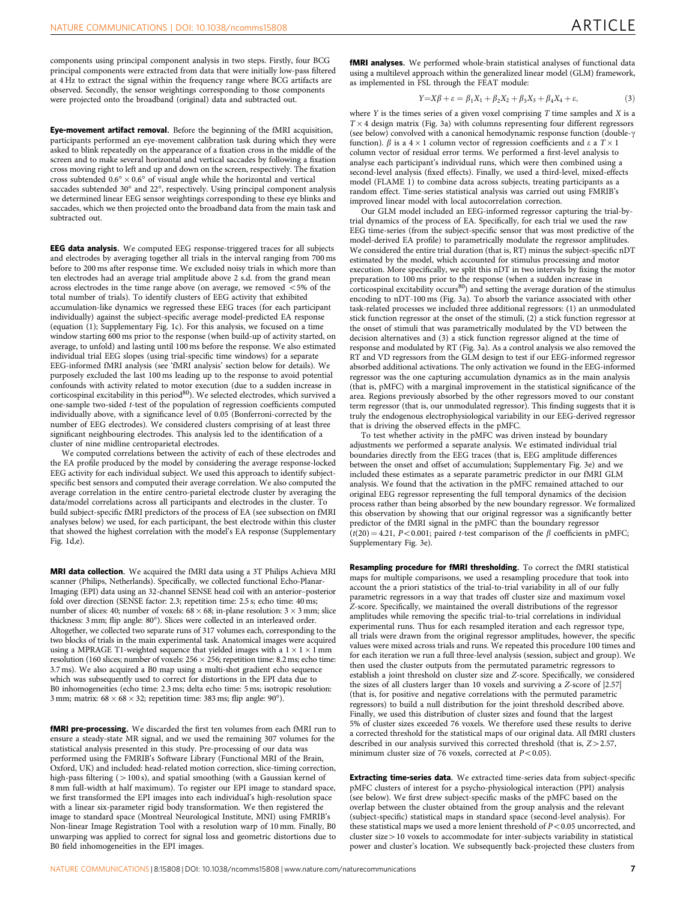components using principal component analysis in two steps. Firstly, four BCG principal components were extracted from data that were initially low-pass filtered at 4 Hz to extract the signal within the frequency range where BCG artifacts are observed. Secondly, the sensor weightings corresponding to those components were projected onto the broadband (original) data and subtracted out.

**Eye-movement artifact removal.** Before the beginning of the fMRI acquisition, participants performed an eye-movement calibration task during which they were asked to blink repeatedly on the appearance of a fixation cross in the middle of the screen and to make several horizontal and vertical saccades by following a fixation cross moving right to left and up and down on the screen, respectively. The fixation cross subtended $0.6° \times 0.6°$ of visual angle while the horizontal and vertical saccades subtended 30° and 22°, respectively. Using principal component analysis we determined linear EEG sensor weightings corresponding to these eye blinks and saccades, which we then projected onto the broadband data from the main task and subtracted out.

**EEG data analysis.** We computed EEG response-triggered traces for all subjects and electrodes by averaging together all trials in the interval ranging from 700 ms before to 200 ms after response time. We excluded noisy trials in which more than ten electrodes had an average trial amplitude above 2 s.d. from the grand mean across electrodes in the time range above (on average, we removed $<5\%$ of the total number of trials). To identify clusters of EEG activity that exhibited accumulation-like dynamics we regressed these EEG traces (for each participant individually) against the subject-specific average model-predicted EA response (equation (1); Supplementary Fig. 1c). For this analysis, we focused on a time window starting 600 ms prior to the response (when build-up of activity started, on average, to unfold) and lasting until 100 ms before the response. We also estimated individual trial EEG slopes (using trial-specific time windows) for a separate EEG-informed fMRI analysis (see 'fMRI analysis' section below for details). We purposely excluded the last 100 ms leading up to the response to avoid potential confounds with activity related to motor execution (due to a sudden increase in corticospinal excitability in this period[80]). We selected electrodes, which survived a one-sample two-sided $t$-test of the population of regression coefficients computed individually above, with a significance level of 0.05 (Bonferroni-corrected by the number of EEG electrodes). We considered clusters comprising of at least three significant neighbouring electrodes. This analysis led to the identification of a cluster of nine midline centroparietal electrodes.

We computed correlations between the activity of each of these electrodes and the EA profile produced by the model by considering the average response-locked EEG activity for each individual subject. We used this approach to identify subject-specific best sensors and computed their average correlation. We also computed the average correlation in the entire centro-parietal electrode cluster by averaging the data/model correlations across all participants and electrodes in the cluster. To build subject-specific fMRI predictors of the process of EA (see subsection on fMRI analyses below) we used, for each participant, the best electrode within this cluster that showed the highest correlation with the model's EA response (Supplementary Fig. 1d,e).

**MRI data collection.** We acquired the fMRI data using a 3T Philips Achieva MRI scanner (Philips, Netherlands). Specifically, we collected functional Echo-Planar-Imaging (EPI) data using an 32-channel SENSE head coil with an anterior–posterior fold over direction (SENSE factor: 2.3; repetition time: 2.5 s; echo time: 40 ms; number of slices: 40; number of voxels: $68 \times 68$; in-plane resolution: $3 \times 3$ mm; slice thickness: 3 mm; flip angle: 80°). Slices were collected in an interleaved order. Altogether, we collected two separate runs of 317 volumes each, corresponding to the two blocks of trials in the main experimental task. Anatomical images were acquired using a MPRAGE T1-weighted sequence that yielded images with a $1 \times 1 \times 1$ mm resolution (160 slices; number of voxels: $256 \times 256$; repetition time: 8.2 ms; echo time: 3.7 ms). We also acquired a B0 map using a multi-shot gradient echo sequence which was subsequently used to correct for distortions in the EPI data due to B0 inhomogeneities (echo time: 2.3 ms; delta echo time: 5 ms; isotropic resolution: 3 mm; matrix: $68 \times 68 \times 32$; repetition time: 383 ms; flip angle: 90°).

**fMRI pre-processing.** We discarded the first ten volumes from each fMRI run to ensure a steady-state MR signal, and we used the remaining 307 volumes for the statistical analysis presented in this study. Pre-processing of our data was performed using the FMRIB's Software Library (Functional MRI of the Brain, Oxford, UK) and included: head-related motion correction, slice-timing correction, high-pass filtering ($>100$ s), and spatial smoothing (with a Gaussian kernel of 8 mm full-width at half maximum). To register our EPI image to standard space, we first transformed the EPI images into each individual's high-resolution space with a linear six-parameter rigid body transformation. We then registered the image to standard space (Montreal Neurological Institute, MNI) using FMRIB's Non-linear Image Registration Tool with a resolution warp of 10 mm. Finally, B0 unwarping was applied to correct for signal loss and geometric distortions due to B0 field inhomogeneities in the EPI images.

**fMRI analyses.** We performed whole-brain statistical analyses of functional data using a multilevel approach within the generalized linear model (GLM) framework, as implemented in FSL through the FEAT module:

$$Y = X\beta + \varepsilon = \beta_1 X_1 + \beta_2 X_2 + \beta_3 X_3 + \beta_4 X_4 + \varepsilon, \tag{3}$$

where $Y$ is the times series of a given voxel comprising $T$ time samples and $X$ is a $T \times 4$ design matrix (Fig. 3a) with columns representing four different regressors (see below) convolved with a canonical hemodynamic response function (double-$\gamma$ function). $\beta$ is a $4 \times 1$ column vector of regression coefficients and $\varepsilon$ a $T \times 1$ column vector of residual error terms. We performed a first-level analysis to analyse each participant's individual runs, which were then combined using a second-level analysis (fixed effects). Finally, we used a third-level, mixed-effects model (FLAME 1) to combine data across subjects, treating participants as a random effect. Time-series statistical analysis was carried out using FMRIB's improved linear model with local autocorrelation correction.

Our GLM model included an EEG-informed regressor capturing the trial-by-trial dynamics of the process of EA. Specifically, for each trial we used the raw EEG time-series (from the subject-specific sensor that was most predictive of the model-derived EA profile) to parametrically modulate the regressor amplitudes. We considered the entire trial duration (that is, RT) minus the subject-specific nDT estimated by the model, which accounted for stimulus processing and motor execution. More specifically, we split this nDT in two intervals by fixing the motor preparation to 100 ms prior to the response (when a sudden increase in corticospinal excitability occurs[80]) and setting the average duration of the stimulus encoding to nDT-100 ms (Fig. 3a). To absorb the variance associated with other task-related processes we included three additional regressors: (1) an unmodulated stick function regressor at the onset of the stimuli, (2) a stick function regressor at the onset of stimuli that was parametrically modulated by the VD between the decision alternatives and (3) a stick function regressor aligned at the time of response and modulated by RT (Fig. 3a). As a control analysis we also removed the RT and VD regressors from the GLM design to test if our EEG-informed regressor absorbed additional activations. The only activation we found in the EEG-informed regressor was the one capturing accumulation dynamics as in the main analysis (that is, pMFC) with a marginal improvement in the statistical significance of the area. Regions previously absorbed by the other regressors moved to our constant term regressor (that is, our unmodulated regressor). This finding suggests that it is truly the endogenous electrophysiological variability in our EEG-derived regressor that is driving the observed effects in the pMFC.

To test whether activity in the pMFC was driven instead by boundary adjustments we performed a separate analysis. We estimated individual trial boundaries directly from the EEG traces (that is, EEG amplitude differences between the onset and offset of accumulation; Supplementary Fig. 3e) and we included these estimates as a separate parametric predictor in our fMRI GLM analysis. We found that the activation in the pMFC remained attached to our original EEG regressor representing the full temporal dynamics of the decision process rather than being absorbed by the new boundary regressor. We formalized this observation by showing that our original regressor was a significantly better predictor of the fMRI signal in the pMFC than the boundary regressor ($t(20) = 4.21$, $P < 0.001$; paired $t$-test comparison of the $\beta$ coefficients in pMFC; Supplementary Fig. 3e).

**Resampling procedure for fMRI thresholding.** To correct the fMRI statistical maps for multiple comparisons, we used a resampling procedure that took into account the a priori statistics of the trial-to-trial variability in all of our fully parametric regressors in a way that trades off cluster size and maximum voxel $Z$-score. Specifically, we maintained the overall distributions of the regressor amplitudes while removing the specific trial-to-trial correlations in individual experimental runs. Thus for each resampled iteration and each regressor type, all trials were drawn from the original regressor amplitudes, however, the specific values were mixed across trials and runs. We repeated this procedure 100 times and for each iteration we run a full three-level analysis (session, subject and group). We then used the cluster outputs from the permutated parametric regressors to establish a joint threshold on cluster size and $Z$-score. Specifically, we considered the sizes of all clusters larger than 10 voxels and surviving a $Z$-score of $|2.57|$ (that is, for positive and negative correlations with the permuted parametric regressors) to build a null distribution for the joint threshold described above. Finally, we used this distribution of cluster sizes and found that the largest 5% of cluster sizes exceeded 76 voxels. We therefore used these results to derive a corrected threshold for the statistical maps of our original data. All fMRI clusters described in our analysis survived this corrected threshold (that is, $Z > 2.57$, minimum cluster size of 76 voxels, corrected at $P < 0.05$).

**Extracting time-series data.** We extracted time-series data from subject-specific pMFC clusters of interest for a psycho-physiological interaction (PPI) analysis (see below). We first drew subject-specific masks of the pMFC based on the overlap between the cluster obtained from the group analysis and the relevant (subject-specific) statistical maps in standard space (second-level analysis). For these statistical maps we used a more lenient threshold of $P < 0.05$ uncorrected, and cluster size $> 10$ voxels to accommodate for inter-subjects variability in statistical power and cluster's location. We subsequently back-projected these clusters from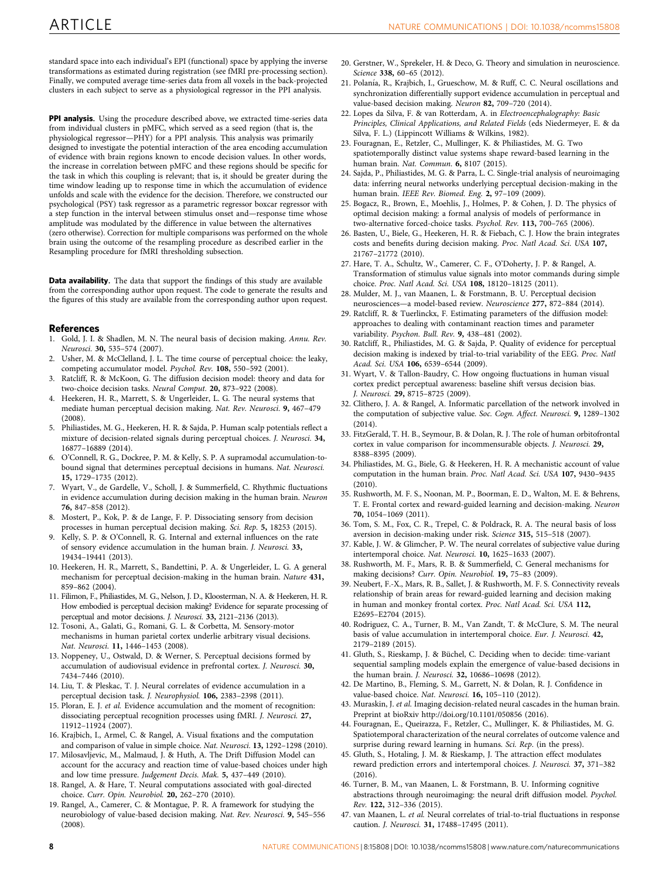standard space into each individual's EPI (functional) space by applying the inverse transformations as estimated during registration (see fMRI pre-processing section). Finally, we computed average time-series data from all voxels in the back-projected clusters in each subject to serve as a physiological regressor in the PPI analysis.

**PPI analysis.** Using the procedure described above, we extracted time-series data from individual clusters in pMFC, which served as a seed region (that is, the physiological regressor—PHY) for a PPI analysis. This analysis was primarily designed to investigate the potential interaction of the area encoding accumulation of evidence with brain regions known to encode decision values. In other words, the increase in correlation between pMFC and these regions should be specific for the task in which this coupling is relevant; that is, it should be greater during the time window leading up to response time in which the accumulation of evidence unfolds and scale with the evidence for the decision. Therefore, we constructed our psychological (PSY) task regressor as a parametric regressor boxcar regressor with a step function in the interval between stimulus onset and—response time whose amplitude was modulated by the difference in value between the alternatives (zero otherwise). Correction for multiple comparisons was performed on the whole brain using the outcome of the resampling procedure as described earlier in the Resampling procedure for fMRI thresholding subsection.

**Data availability.** The data that support the findings of this study are available from the corresponding author upon request. The code to generate the results and the figures of this study are available from the corresponding author upon request.

## References

1. Gold, J. I. & Shadlen, M. N. The neural basis of decision making. *Annu. Rev. Neurosci.* **30,** 535–574 (2007).
2. Usher, M. & McClelland, J. L. The time course of perceptual choice: the leaky, competing accumulator model. *Psychol. Rev.* **108,** 550–592 (2001).
3. Ratcliff, R. & McKoon, G. The diffusion decision model: theory and data for two-choice decision tasks. *Neural Comput.* **20,** 873–922 (2008).
4. Heekeren, H. R., Marrett, S. & Ungerleider, L. G. The neural systems that mediate human perceptual decision making. *Nat. Rev. Neurosci.* **9,** 467–479 (2008).
5. Philiastides, M. G., Heekeren, H. R. & Sajda, P. Human scalp potentials reflect a mixture of decision-related signals during perceptual choices. *J. Neurosci.* **34,** 16877–16889 (2014).
6. O'Connell, R. G., Dockree, P. M. & Kelly, S. P. A supramodal accumulation-to-bound signal that determines perceptual decisions in humans. *Nat. Neurosci.* **15,** 1729–1735 (2012).
7. Wyart, V., de Gardelle, V., Scholl, J. & Summerfield, C. Rhythmic fluctuations in evidence accumulation during decision making in the human brain. *Neuron* **76,** 847–858 (2012).
8. Mostert, P., Kok, P. & de Lange, F. P. Dissociating sensory from decision processes in human perceptual decision making. *Sci. Rep.* **5,** 18253 (2015).
9. Kelly, S. P. & O'Connell, R. G. Internal and external influences on the rate of sensory evidence accumulation in the human brain. *J. Neurosci.* **33,** 19434–19441 (2013).
10. Heekeren, H. R., Marrett, S., Bandettini, P. A. & Ungerleider, L. G. A general mechanism for perceptual decision-making in the human brain. *Nature* **431,** 859–862 (2004).
11. Filimon, F., Philiastides, M. G., Nelson, J. D., Kloosterman, N. A. & Heekeren, H. R. How embodied is perceptual decision making? Evidence for separate processing of perceptual and motor decisions. *J. Neurosci.* **33,** 2121–2136 (2013).
12. Tosoni, A., Galati, G., Romani, G. L. & Corbetta, M. Sensory-motor mechanisms in human parietal cortex underlie arbitrary visual decisions. *Nat. Neurosci.* **11,** 1446–1453 (2008).
13. Noppeney, U., Ostwald, D. & Werner, S. Perceptual decisions formed by accumulation of audiovisual evidence in prefrontal cortex. *J. Neurosci.* **30,** 7434–7446 (2010).
14. Liu, T. & Pleskac, T. J. Neural correlates of evidence accumulation in a perceptual decision task. *J. Neurophysiol.* **106,** 2383–2398 (2011).
15. Ploran, E. J. *et al.* Evidence accumulation and the moment of recognition: dissociating perceptual recognition processes using fMRI. *J. Neurosci.* **27,** 11912–11924 (2007).
16. Krajbich, I., Armel, C. & Rangel, A. Visual fixations and the computation and comparison of value in simple choice. *Nat. Neurosci.* **13,** 1292–1298 (2010).
17. Milosavljevic, M., Malmaud, J. & Huth, A. The Drift Diffusion Model can account for the accuracy and reaction time of value-based choices under high and low time pressure. *Judgement Decis. Mak.* **5,** 437–449 (2010).
18. Rangel, A. & Hare, T. Neural computations associated with goal-directed choice. *Curr. Opin. Neurobiol.* **20,** 262–270 (2010).
19. Rangel, A., Camerer, C. & Montague, P. R. A framework for studying the neurobiology of value-based decision making. *Nat. Rev. Neurosci.* **9,** 545–556 (2008).
20. Gerstner, W., Sprekeler, H. & Deco, G. Theory and simulation in neuroscience. *Science* **338,** 60–65 (2012).
21. Polanía, R., Krajbich, I., Grueschow, M. & Ruff, C. C. Neural oscillations and synchronization differentially support evidence accumulation in perceptual and value-based decision making. *Neuron* **82,** 709–720 (2014).
22. Lopes da Silva, F. & van Rotterdam, A. in *Electroencephalography: Basic Principles, Clinical Applications, and Related Fields* (eds Niedermeyer, E. & da Silva, F. L.) (Lippincott Williams & Wilkins, 1982).
23. Fouragnan, E., Retzler, C., Mullinger, K. & Philiastides, M. G. Two spatiotemporally distinct value systems shape reward-based learning in the human brain. *Nat. Commun.* **6,** 8107 (2015).
24. Sajda, P., Philiastides, M. G. & Parra, L. C. Single-trial analysis of neuroimaging data: inferring neural networks underlying perceptual decision-making in the human brain. *IEEE Rev. Biomed. Eng.* **2,** 97–109 (2009).
25. Bogacz, R., Brown, E., Moehlis, J., Holmes, P. & Cohen, J. D. The physics of optimal decision making: a formal analysis of models of performance in two-alternative forced-choice tasks. *Psychol. Rev.* **113,** 700–765 (2006).
26. Basten, U., Biele, G., Heekeren, H. R. & Fiebach, C. J. How the brain integrates costs and benefits during decision making. *Proc. Natl Acad. Sci. USA* **107,** 21767–21772 (2010).
27. Hare, T. A., Schultz, W., Camerer, C. F., O'Doherty, J. P. & Rangel, A. Transformation of stimulus value signals into motor commands during simple choice. *Proc. Natl Acad. Sci. USA* **108,** 18120–18125 (2011).
28. Mulder, M. J., van Maanen, L. & Forstmann, B. U. Perceptual decision neurosciences—a model-based review. *Neuroscience* **277,** 872–884 (2014).
29. Ratcliff, R. & Tuerlinckx, F. Estimating parameters of the diffusion model: approaches to dealing with contaminant reaction times and parameter variability. *Psychon. Bull. Rev.* **9,** 438–481 (2002).
30. Ratcliff, R., Philiastides, M. G. & Sajda, P. Quality of evidence for perceptual decision making is indexed by trial-to-trial variability of the EEG. *Proc. Natl Acad. Sci. USA* **106,** 6539–6544 (2009).
31. Wyart, V. & Tallon-Baudry, C. How ongoing fluctuations in human visual cortex predict perceptual awareness: baseline shift versus decision bias. *J. Neurosci.* **29,** 8715–8725 (2009).
32. Clithero, J. A. & Rangel, A. Informatic parcellation of the network involved in the computation of subjective value. *Soc. Cogn. Affect. Neurosci.* **9,** 1289–1302 (2014).
33. FitzGerald, T. H. B., Seymour, B. & Dolan, R. J. The role of human orbitofrontal cortex in value comparison for incommensurable objects. *J. Neurosci.* **29,** 8388–8395 (2009).
34. Philiastides, M. G., Biele, G. & Heekeren, H. R. A mechanistic account of value computation in the human brain. *Proc. Natl Acad. Sci. USA* **107,** 9430–9435 (2010).
35. Rushworth, M. F. S., Noonan, M. P., Boorman, E. D., Walton, M. E. & Behrens, T. E. Frontal cortex and reward-guided learning and decision-making. *Neuron* **70,** 1054–1069 (2011).
36. Tom, S. M., Fox, C. R., Trepel, C. & Poldrack, R. A. The neural basis of loss aversion in decision-making under risk. *Science* **315,** 515–518 (2007).
37. Kable, J. W. & Glimcher, P. W. The neural correlates of subjective value during intertemporal choice. *Nat. Neurosci.* **10,** 1625–1633 (2007).
38. Rushworth, M. F., Mars, R. B. & Summerfield, C. General mechanisms for making decisions? *Curr. Opin. Neurobiol.* **19,** 75–83 (2009).
39. Neubert, F.-X., Mars, R. B., Sallet, J. & Rushworth, M. F. S. Connectivity reveals relationship of brain areas for reward-guided learning and decision making in human and monkey frontal cortex. *Proc. Natl Acad. Sci. USA* **112,** E2695–E2704 (2015).
40. Rodriguez, C. A., Turner, B. M., Van Zandt, T. & McClure, S. M. The neural basis of value accumulation in intertemporal choice. *Eur. J. Neurosci.* **42,** 2179–2189 (2015).
41. Gluth, S., Rieskamp, J. & Büchel, C. Deciding when to decide: time-variant sequential sampling models explain the emergence of value-based decisions in the human brain. *J. Neurosci.* **32,** 10686–10698 (2012).
42. De Martino, B., Fleming, S. M., Garrett, N. & Dolan, R. J. Confidence in value-based choice. *Nat. Neurosci.* **16,** 105–110 (2012).
43. Muraskin, J. *et al.* Imaging decision-related neural cascades in the human brain. Preprint at bioRxiv http://doi.org/10.1101/050856 (2016).
44. Fouragnan, E., Queirazza, F., Retzler, C., Mullinger, K. & Philiastides, M. G. Spatiotemporal characterization of the neural correlates of outcome valence and surprise during reward learning in humans. *Sci. Rep.* (in the press).
45. Gluth, S., Hotaling, J. M. & Rieskamp, J. The attraction effect modulates reward prediction errors and intertemporal choices. *J. Neurosci.* **37,** 371–382 (2016).
46. Turner, B. M., van Maanen, L. & Forstmann, B. U. Informing cognitive abstractions through neuroimaging: the neural drift diffusion model. *Psychol. Rev.* **122,** 312–336 (2015).
47. van Maanen, L. *et al.* Neural correlates of trial-to-trial fluctuations in response caution. *J. Neurosci.* **31,** 17488–17495 (2011).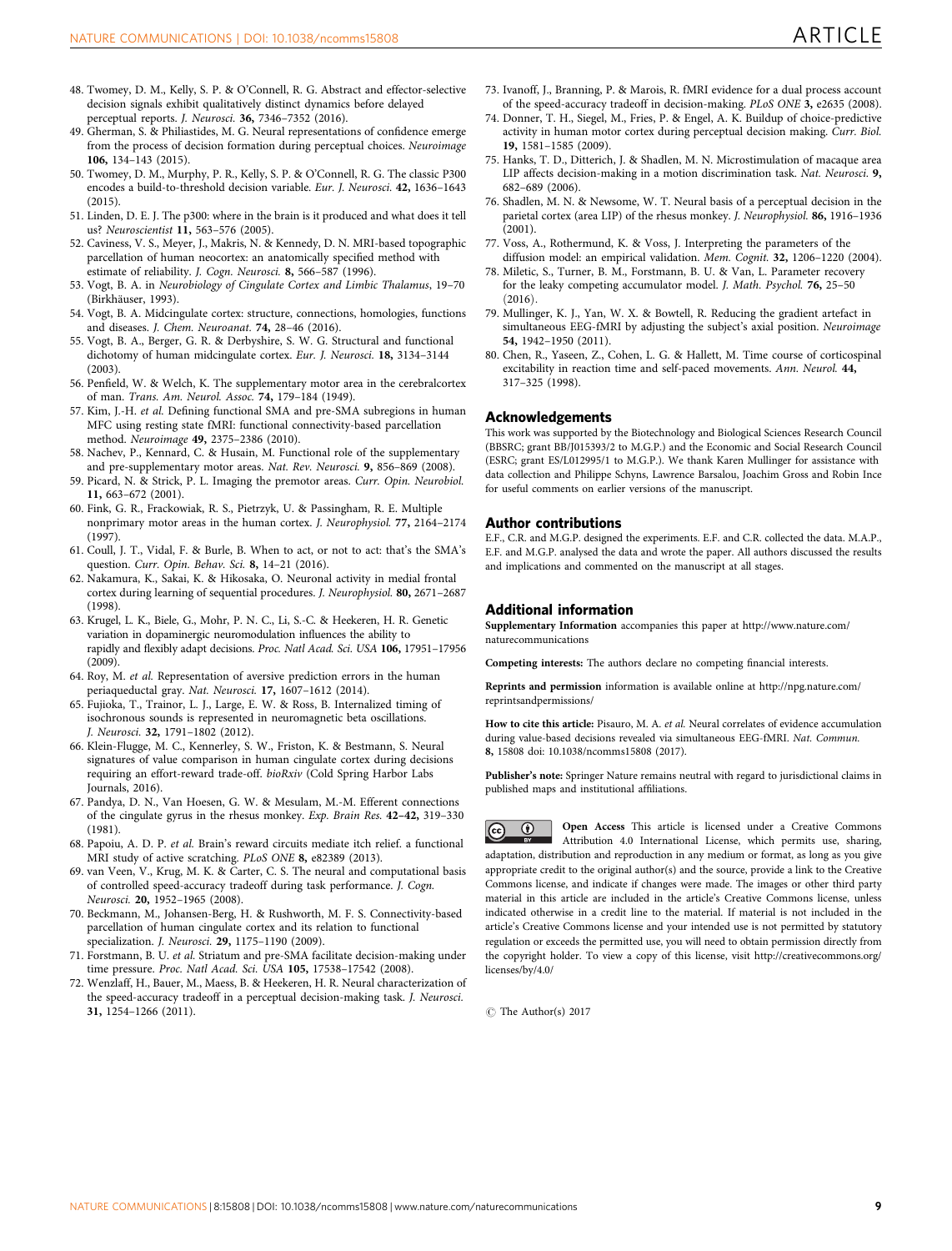48. Twomey, D. M., Kelly, S. P. & O'Connell, R. G. Abstract and effector-selective decision signals exhibit qualitatively distinct dynamics before delayed perceptual reports. *J. Neurosci.* **36,** 7346–7352 (2016).
49. Gherman, S. & Philiastides, M. G. Neural representations of confidence emerge from the process of decision formation during perceptual choices. *Neuroimage* **106,** 134–143 (2015).
50. Twomey, D. M., Murphy, P. R., Kelly, S. P. & O'Connell, R. G. The classic P300 encodes a build-to-threshold decision variable. *Eur. J. Neurosci.* **42,** 1636–1643 (2015).
51. Linden, D. E. J. The p300: where in the brain is it produced and what does it tell us? *Neuroscientist* **11,** 563–576 (2005).
52. Caviness, V. S., Meyer, J., Makris, N. & Kennedy, D. N. MRI-based topographic parcellation of human neocortex: an anatomically specified method with estimate of reliability. *J. Cogn. Neurosci.* **8,** 566–587 (1996).
53. Vogt, B. A. in *Neurobiology of Cingulate Cortex and Limbic Thalamus*, 19–70 (Birkhäuser, 1993).
54. Vogt, B. A. Midcingulate cortex: structure, connections, homologies, functions and diseases. *J. Chem. Neuroanat.* **74,** 28–46 (2016).
55. Vogt, B. A., Berger, G. R. & Derbyshire, S. W. G. Structural and functional dichotomy of human midcingulate cortex. *Eur. J. Neurosci.* **18,** 3134–3144 (2003).
56. Penfield, W. & Welch, K. The supplementary motor area in the cerebralcortex of man. *Trans. Am. Neurol. Assoc.* **74,** 179–184 (1949).
57. Kim, J.-H. *et al.* Defining functional SMA and pre-SMA subregions in human MFC using resting state fMRI: functional connectivity-based parcellation method. *Neuroimage* **49,** 2375–2386 (2010).
58. Nachev, P., Kennard, C. & Husain, M. Functional role of the supplementary and pre-supplementary motor areas. *Nat. Rev. Neurosci.* **9,** 856–869 (2008).
59. Picard, N. & Strick, P. L. Imaging the premotor areas. *Curr. Opin. Neurobiol.* **11,** 663–672 (2001).
60. Fink, G. R., Frackowiak, R. S., Pietrzyk, U. & Passingham, R. E. Multiple nonprimary motor areas in the human cortex. *J. Neurophysiol.* **77,** 2164–2174 (1997).
61. Coull, J. T., Vidal, F. & Burle, B. When to act, or not to act: that's the SMA's question. *Curr. Opin. Behav. Sci.* **8,** 14–21 (2016).
62. Nakamura, K., Sakai, K. & Hikosaka, O. Neuronal activity in medial frontal cortex during learning of sequential procedures. *J. Neurophysiol.* **80,** 2671–2687 (1998).
63. Krugel, L. K., Biele, G., Mohr, P. N. C., Li, S.-C. & Heekeren, H. R. Genetic variation in dopaminergic neuromodulation influences the ability to rapidly and flexibly adapt decisions. *Proc. Natl Acad. Sci. USA* **106,** 17951–17956 (2009).
64. Roy, M. *et al.* Representation of aversive prediction errors in the human periaqueductal gray. *Nat. Neurosci.* **17,** 1607–1612 (2014).
65. Fujioka, T., Trainor, L. J., Large, E. W. & Ross, B. Internalized timing of isochronous sounds is represented in neuromagnetic beta oscillations. *J. Neurosci.* **32,** 1791–1802 (2012).
66. Klein-Flugge, M. C., Kennerley, S. W., Friston, K. & Bestmann, S. Neural signatures of value comparison in human cingulate cortex during decisions requiring an effort-reward trade-off. *bioRxiv* (Cold Spring Harbor Labs Journals, 2016).
67. Pandya, D. N., Van Hoesen, G. W. & Mesulam, M.-M. Efferent connections of the cingulate gyrus in the rhesus monkey. *Exp. Brain Res.* **42–42,** 319–330 (1981).
68. Papoiu, A. D. P. *et al.* Brain's reward circuits mediate itch relief. a functional MRI study of active scratching. *PLoS ONE* **8,** e82389 (2013).
69. van Veen, V., Krug, M. K. & Carter, C. S. The neural and computational basis of controlled speed-accuracy tradeoff during task performance. *J. Cogn. Neurosci.* **20,** 1952–1965 (2008).
70. Beckmann, M., Johansen-Berg, H. & Rushworth, M. F. S. Connectivity-based parcellation of human cingulate cortex and its relation to functional specialization. *J. Neurosci.* **29,** 1175–1190 (2009).
71. Forstmann, B. U. *et al.* Striatum and pre-SMA facilitate decision-making under time pressure. *Proc. Natl Acad. Sci. USA* **105,** 17538–17542 (2008).
72. Wenzlaff, H., Bauer, M., Maess, B. & Heekeren, H. R. Neural characterization of the speed-accuracy tradeoff in a perceptual decision-making task. *J. Neurosci.* **31,** 1254–1266 (2011).
73. Ivanoff, J., Branning, P. & Marois, R. fMRI evidence for a dual process account of the speed-accuracy tradeoff in decision-making. *PLoS ONE* **3,** e2635 (2008).
74. Donner, T. H., Siegel, M., Fries, P. & Engel, A. K. Buildup of choice-predictive activity in human motor cortex during perceptual decision making. *Curr. Biol.* **19,** 1581–1585 (2009).
75. Hanks, T. D., Ditterich, J. & Shadlen, M. N. Microstimulation of macaque area LIP affects decision-making in a motion discrimination task. *Nat. Neurosci.* **9,** 682–689 (2006).
76. Shadlen, M. N. & Newsome, W. T. Neural basis of a perceptual decision in the parietal cortex (area LIP) of the rhesus monkey. *J. Neurophysiol.* **86,** 1916–1936 (2001).
77. Voss, A., Rothermund, K. & Voss, J. Interpreting the parameters of the diffusion model: an empirical validation. *Mem. Cognit.* **32,** 1206–1220 (2004).
78. Miletic, S., Turner, B. M., Forstmann, B. U. & Van, L. Parameter recovery for the leaky competing accumulator model. *J. Math. Psychol.* **76,** 25–50 (2016).
79. Mullinger, K. J., Yan, W. X. & Bowtell, R. Reducing the gradient artefact in simultaneous EEG-fMRI by adjusting the subject's axial position. *Neuroimage* **54,** 1942–1950 (2011).
80. Chen, R., Yaseen, Z., Cohen, L. G. & Hallett, M. Time course of corticospinal excitability in reaction time and self-paced movements. *Ann. Neurol.* **44,** 317–325 (1998).

## Acknowledgements

This work was supported by the Biotechnology and Biological Sciences Research Council (BBSRC; grant BB/J015393/2 to M.G.P.) and the Economic and Social Research Council (ESRC; grant ES/L012995/1 to M.G.P.). We thank Karen Mullinger for assistance with data collection and Philippe Schyns, Lawrence Barsalou, Joachim Gross and Robin Ince for useful comments on earlier versions of the manuscript.

## Author contributions

E.F., C.R. and M.G.P. designed the experiments. E.F. and C.R. collected the data. M.A.P., E.F. and M.G.P. analysed the data and wrote the paper. All authors discussed the results and implications and commented on the manuscript at all stages.

## Additional information

**Supplementary Information** accompanies this paper at http://www.nature.com/naturecommunications

**Competing interests:** The authors declare no competing financial interests.

**Reprints and permission** information is available online at http://npg.nature.com/reprintsandpermissions/

**How to cite this article:** Pisauro, M. A. *et al.* Neural correlates of evidence accumulation during value-based decisions revealed via simultaneous EEG-fMRI. *Nat. Commun.* **8,** 15808 doi: 10.1038/ncomms15808 (2017).

**Publisher's note:** Springer Nature remains neutral with regard to jurisdictional claims in published maps and institutional affiliations.

**Open Access** This article is licensed under a Creative Commons Attribution 4.0 International License, which permits use, sharing, adaptation, distribution and reproduction in any medium or format, as long as you give appropriate credit to the original author(s) and the source, provide a link to the Creative Commons license, and indicate if changes were made. The images or other third party material in this article are included in the article's Creative Commons license, unless indicated otherwise in a credit line to the material. If material is not included in the article's Creative Commons license and your intended use is not permitted by statutory regulation or exceeds the permitted use, you will need to obtain permission directly from the copyright holder. To view a copy of this license, visit http://creativecommons.org/licenses/by/4.0/

© The Author(s) 2017